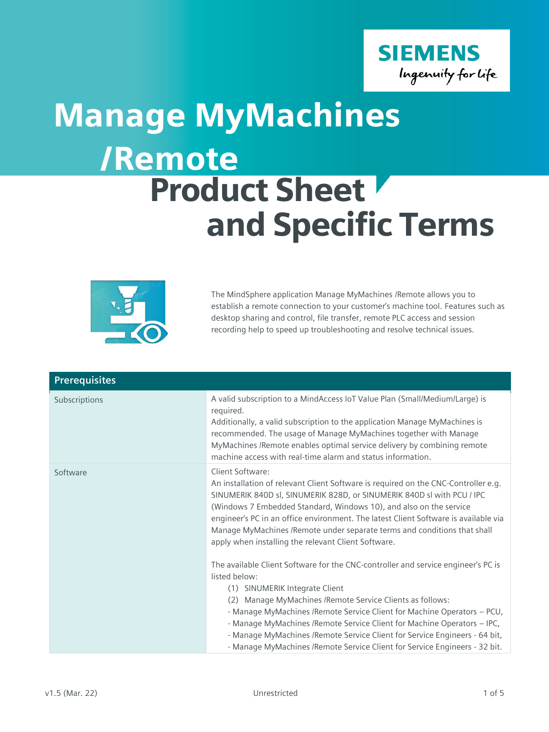# Manage MyMachines /Remote

# Product Sheet and Specific Terms

The MindSphere application Manage MyMachines /Remote allows you to establish a remote connection to your customer's machine tool. Features such as desktop sharing and control, file transfer, remote PLC access and session recording help to speed up troubleshooting and resolve technical issues.

| Prerequisites | |
|---|---|
| Subscriptions | A valid subscription to a MindAccess IoT Value Plan (Small/Medium/Large) is required.<br>Additionally, a valid subscription to the application Manage MyMachines is recommended. The usage of Manage MyMachines together with Manage MyMachines /Remote enables optimal service delivery by combining remote machine access with real-time alarm and status information. |
| Software | Client Software:<br>An installation of relevant Client Software is required on the CNC-Controller e.g. SINUMERIK 840D sl, SINUMERIK 828D, or SINUMERIK 840D sl with PCU / IPC (Windows 7 Embedded Standard, Windows 10), and also on the service engineer's PC in an office environment. The latest Client Software is available via Manage MyMachines /Remote under separate terms and conditions that shall apply when installing the relevant Client Software.<br><br>The available Client Software for the CNC-controller and service engineer's PC is listed below:<br>(1) SINUMERIK Integrate Client<br>(2) Manage MyMachines /Remote Service Clients as follows:<br>- Manage MyMachines /Remote Service Client for Machine Operators – PCU,<br>- Manage MyMachines /Remote Service Client for Machine Operators – IPC,<br>- Manage MyMachines /Remote Service Client for Service Engineers - 64 bit,<br>- Manage MyMachines /Remote Service Client for Service Engineers - 32 bit. |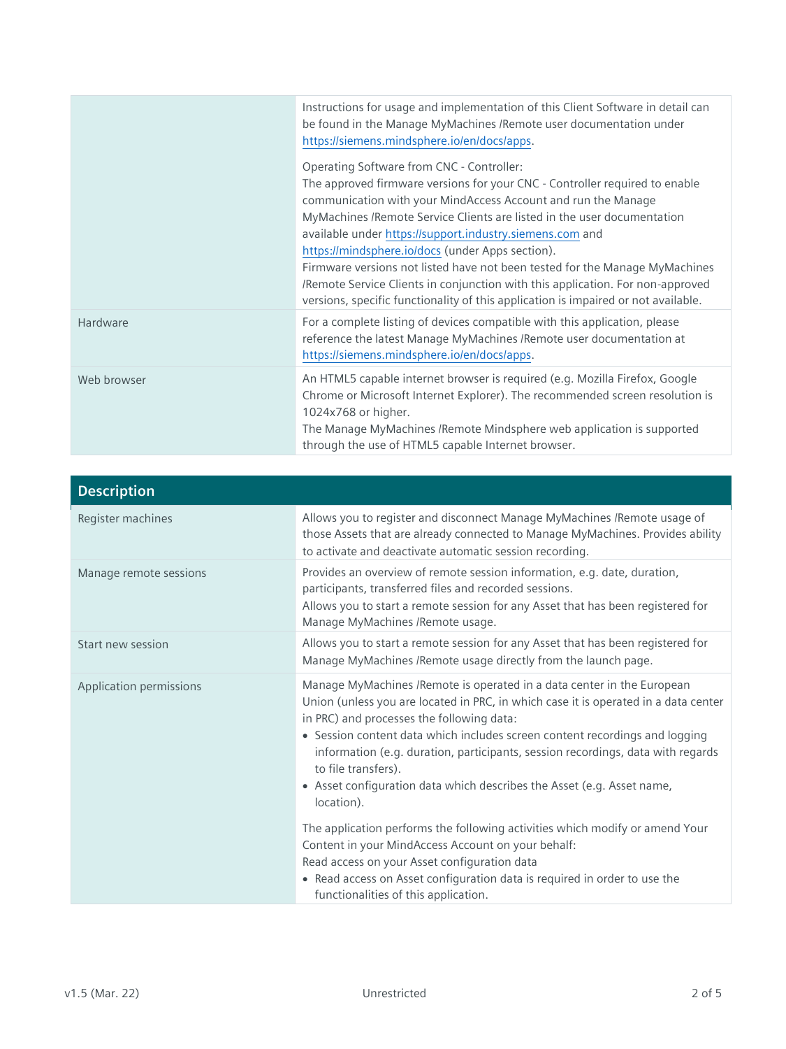| | |
|---|---|
| | Instructions for usage and implementation of this Client Software in detail can be found in the Manage MyMachines /Remote user documentation under https://siemens.mindsphere.io/en/docs/apps.<br><br>Operating Software from CNC - Controller:<br>The approved firmware versions for your CNC - Controller required to enable communication with your MindAccess Account and run the Manage MyMachines /Remote Service Clients are listed in the user documentation available under https://support.industry.siemens.com and https://mindsphere.io/docs (under Apps section).<br>Firmware versions not listed have not been tested for the Manage MyMachines /Remote Service Clients in conjunction with this application. For non-approved versions, specific functionality of this application is impaired or not available. |
| Hardware | For a complete listing of devices compatible with this application, please reference the latest Manage MyMachines /Remote user documentation at https://siemens.mindsphere.io/en/docs/apps. |
| Web browser | An HTML5 capable internet browser is required (e.g. Mozilla Firefox, Google Chrome or Microsoft Internet Explorer). The recommended screen resolution is 1024x768 or higher.<br>The Manage MyMachines /Remote Mindsphere web application is supported through the use of HTML5 capable Internet browser. |

| Description | |
|---|---|
| Register machines | Allows you to register and disconnect Manage MyMachines /Remote usage of those Assets that are already connected to Manage MyMachines. Provides ability to activate and deactivate automatic session recording. |
| Manage remote sessions | Provides an overview of remote session information, e.g. date, duration, participants, transferred files and recorded sessions.<br>Allows you to start a remote session for any Asset that has been registered for Manage MyMachines /Remote usage. |
| Start new session | Allows you to start a remote session for any Asset that has been registered for Manage MyMachines /Remote usage directly from the launch page. |
| Application permissions | Manage MyMachines /Remote is operated in a data center in the European Union (unless you are located in PRC, in which case it is operated in a data center in PRC) and processes the following data:<br>• Session content data which includes screen content recordings and logging information (e.g. duration, participants, session recordings, data with regards to file transfers).<br>• Asset configuration data which describes the Asset (e.g. Asset name, location).<br><br>The application performs the following activities which modify or amend Your Content in your MindAccess Account on your behalf:<br>Read access on your Asset configuration data<br>• Read access on Asset configuration data is required in order to use the functionalities of this application. |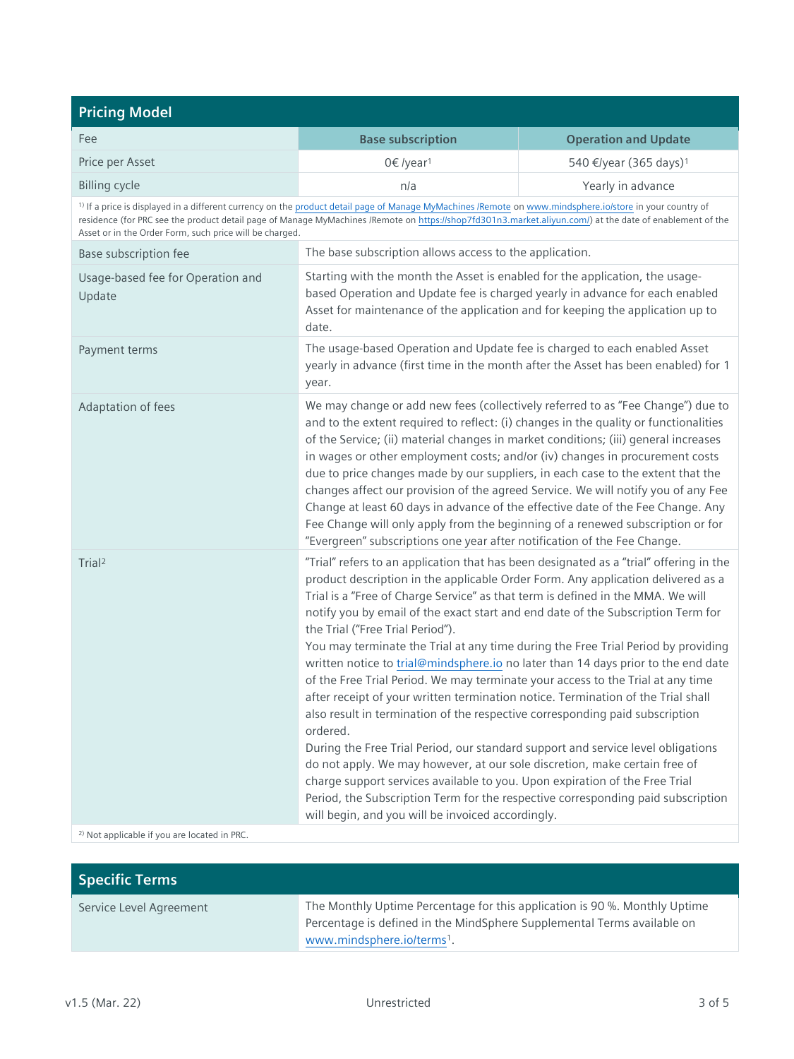## Pricing Model

| Fee | Base subscription | Operation and Update |
|---|---|---|
| Price per Asset | 0€ /year[1] | 540 €/year (365 days)[1] |
| Billing cycle | n/a | Yearly in advance |

[1] If a price is displayed in a different currency on the product detail page of Manage MyMachines /Remote on www.mindsphere.io/store in your country of residence (for PRC see the product detail page of Manage MyMachines /Remote on https://shop7fd301n3.market.aliyun.com/) at the date of enablement of the Asset or in the Order Form, such price will be charged.

| | |
|---|---|
| Base subscription fee | The base subscription allows access to the application. |
| Usage-based fee for Operation and Update | Starting with the month the Asset is enabled for the application, the usage-based Operation and Update fee is charged yearly in advance for each enabled Asset for maintenance of the application and for keeping the application up to date. |
| Payment terms | The usage-based Operation and Update fee is charged to each enabled Asset yearly in advance (first time in the month after the Asset has been enabled) for 1 year. |
| Adaptation of fees | We may change or add new fees (collectively referred to as "Fee Change") due to and to the extent required to reflect: (i) changes in the quality or functionalities of the Service; (ii) material changes in market conditions; (iii) general increases in wages or other employment costs; and/or (iv) changes in procurement costs due to price changes made by our suppliers, in each case to the extent that the changes affect our provision of the agreed Service. We will notify you of any Fee Change at least 60 days in advance of the effective date of the Fee Change. Any Fee Change will only apply from the beginning of a renewed subscription or for "Evergreen" subscriptions one year after notification of the Fee Change. |
| Trial[2] | "Trial" refers to an application that has been designated as a "trial" offering in the product description in the applicable Order Form. Any application delivered as a Trial is a "Free of Charge Service" as that term is defined in the MMA. We will notify you by email of the exact start and end date of the Subscription Term for the Trial ("Free Trial Period").<br>You may terminate the Trial at any time during the Free Trial Period by providing written notice to trial@mindsphere.io no later than 14 days prior to the end date of the Free Trial Period. We may terminate your access to the Trial at any time after receipt of your written termination notice. Termination of the Trial shall also result in termination of the respective corresponding paid subscription ordered.<br>During the Free Trial Period, our standard support and service level obligations do not apply. We may however, at our sole discretion, make certain free of charge support services available to you. Upon expiration of the Free Trial Period, the Subscription Term for the respective corresponding paid subscription will begin, and you will be invoiced accordingly. |

[2] Not applicable if you are located in PRC.

## Specific Terms

| | |
|---|---|
| Service Level Agreement | The Monthly Uptime Percentage for this application is 90 %. Monthly Uptime Percentage is defined in the MindSphere Supplemental Terms available on www.mindsphere.io/terms[1]. |

v1.5 (Mar. 22) Unrestricted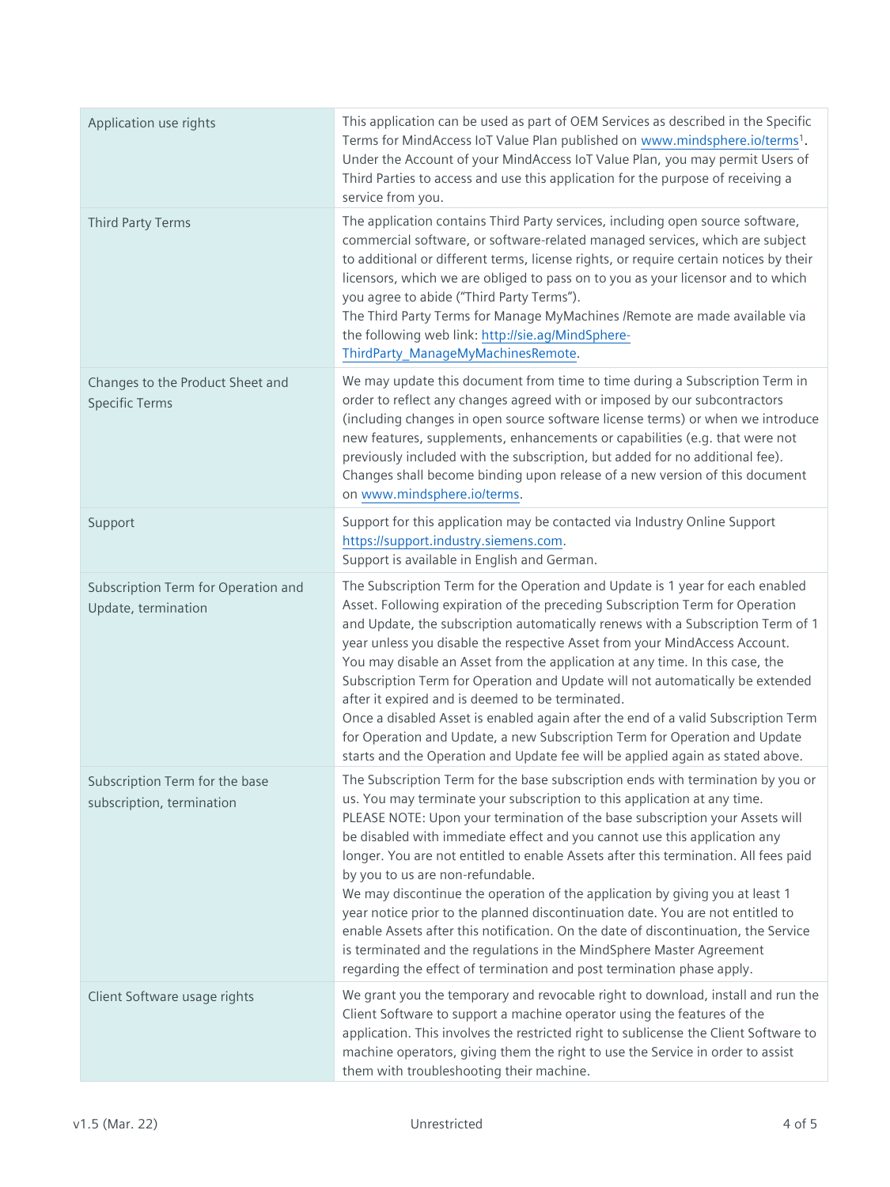| | |
|---|---|
| Application use rights | This application can be used as part of OEM Services as described in the Specific Terms for MindAccess IoT Value Plan published on www.mindsphere.io/terms[1]. Under the Account of your MindAccess IoT Value Plan, you may permit Users of Third Parties to access and use this application for the purpose of receiving a service from you. |
| Third Party Terms | The application contains Third Party services, including open source software, commercial software, or software-related managed services, which are subject to additional or different terms, license rights, or require certain notices by their licensors, which we are obliged to pass on to you as your licensor and to which you agree to abide ("Third Party Terms").<br>The Third Party Terms for Manage MyMachines /Remote are made available via the following web link: http://sie.ag/MindSphere-ThirdParty_ManageMyMachinesRemote. |
| Changes to the Product Sheet and Specific Terms | We may update this document from time to time during a Subscription Term in order to reflect any changes agreed with or imposed by our subcontractors (including changes in open source software license terms) or when we introduce new features, supplements, enhancements or capabilities (e.g. that were not previously included with the subscription, but added for no additional fee). Changes shall become binding upon release of a new version of this document on www.mindsphere.io/terms. |
| Support | Support for this application may be contacted via Industry Online Support https://support.industry.siemens.com.<br>Support is available in English and German. |
| Subscription Term for Operation and Update, termination | The Subscription Term for the Operation and Update is 1 year for each enabled Asset. Following expiration of the preceding Subscription Term for Operation and Update, the subscription automatically renews with a Subscription Term of 1 year unless you disable the respective Asset from your MindAccess Account. You may disable an Asset from the application at any time. In this case, the Subscription Term for Operation and Update will not automatically be extended after it expired and is deemed to be terminated.<br>Once a disabled Asset is enabled again after the end of a valid Subscription Term for Operation and Update, a new Subscription Term for Operation and Update starts and the Operation and Update fee will be applied again as stated above. |
| Subscription Term for the base subscription, termination | The Subscription Term for the base subscription ends with termination by you or us. You may terminate your subscription to this application at any time.<br>PLEASE NOTE: Upon your termination of the base subscription your Assets will be disabled with immediate effect and you cannot use this application any longer. You are not entitled to enable Assets after this termination. All fees paid by you to us are non-refundable.<br>We may discontinue the operation of the application by giving you at least 1 year notice prior to the planned discontinuation date. You are not entitled to enable Assets after this notification. On the date of discontinuation, the Service is terminated and the regulations in the MindSphere Master Agreement regarding the effect of termination and post termination phase apply. |
| Client Software usage rights | We grant you the temporary and revocable right to download, install and run the Client Software to support a machine operator using the features of the application. This involves the restricted right to sublicense the Client Software to machine operators, giving them the right to use the Service in order to assist them with troubleshooting their machine. |

v1.5 (Mar. 22) Unrestricted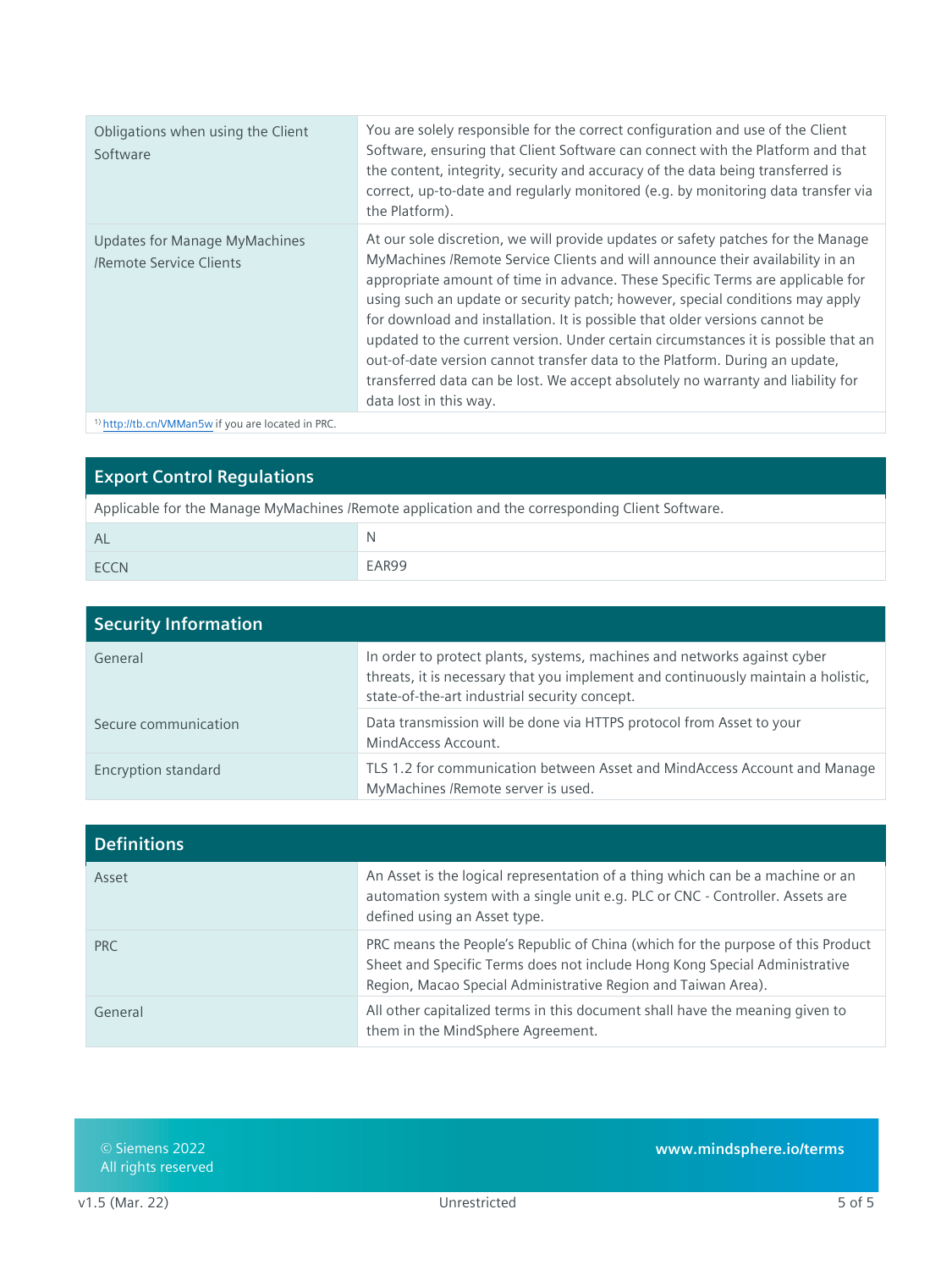| | |
|---|---|
| Obligations when using the Client Software | You are solely responsible for the correct configuration and use of the Client Software, ensuring that Client Software can connect with the Platform and that the content, integrity, security and accuracy of the data being transferred is correct, up-to-date and regularly monitored (e.g. by monitoring data transfer via the Platform). |
| Updates for Manage MyMachines /Remote Service Clients | At our sole discretion, we will provide updates or safety patches for the Manage MyMachines /Remote Service Clients and will announce their availability in an appropriate amount of time in advance. These Specific Terms are applicable for using such an update or security patch; however, special conditions may apply for download and installation. It is possible that older versions cannot be updated to the current version. Under certain circumstances it is possible that an out-of-date version cannot transfer data to the Platform. During an update, transferred data can be lost. We accept absolutely no warranty and liability for data lost in this way. |

[1] http://tb.cn/VMMan5w if you are located in PRC.

## Export Control Regulations

Applicable for the Manage MyMachines /Remote application and the corresponding Client Software.

| | |
|---|---|
| AL | N |
| ECCN | EAR99 |

## Security Information

| | |
|---|---|
| General | In order to protect plants, systems, machines and networks against cyber threats, it is necessary that you implement and continuously maintain a holistic, state-of-the-art industrial security concept. |
| Secure communication | Data transmission will be done via HTTPS protocol from Asset to your MindAccess Account. |
| Encryption standard | TLS 1.2 for communication between Asset and MindAccess Account and Manage MyMachines /Remote server is used. |

## Definitions

| | |
|---|---|
| Asset | An Asset is the logical representation of a thing which can be a machine or an automation system with a single unit e.g. PLC or CNC - Controller. Assets are defined using an Asset type. |
| PRC | PRC means the People's Republic of China (which for the purpose of this Product Sheet and Specific Terms does not include Hong Kong Special Administrative Region, Macao Special Administrative Region and Taiwan Area). |
| General | All other capitalized terms in this document shall have the meaning given to them in the MindSphere Agreement. |

© Siemens 2022
All rights reserved

www.mindsphere.io/terms

v1.5 (Mar. 22) Unrestricted